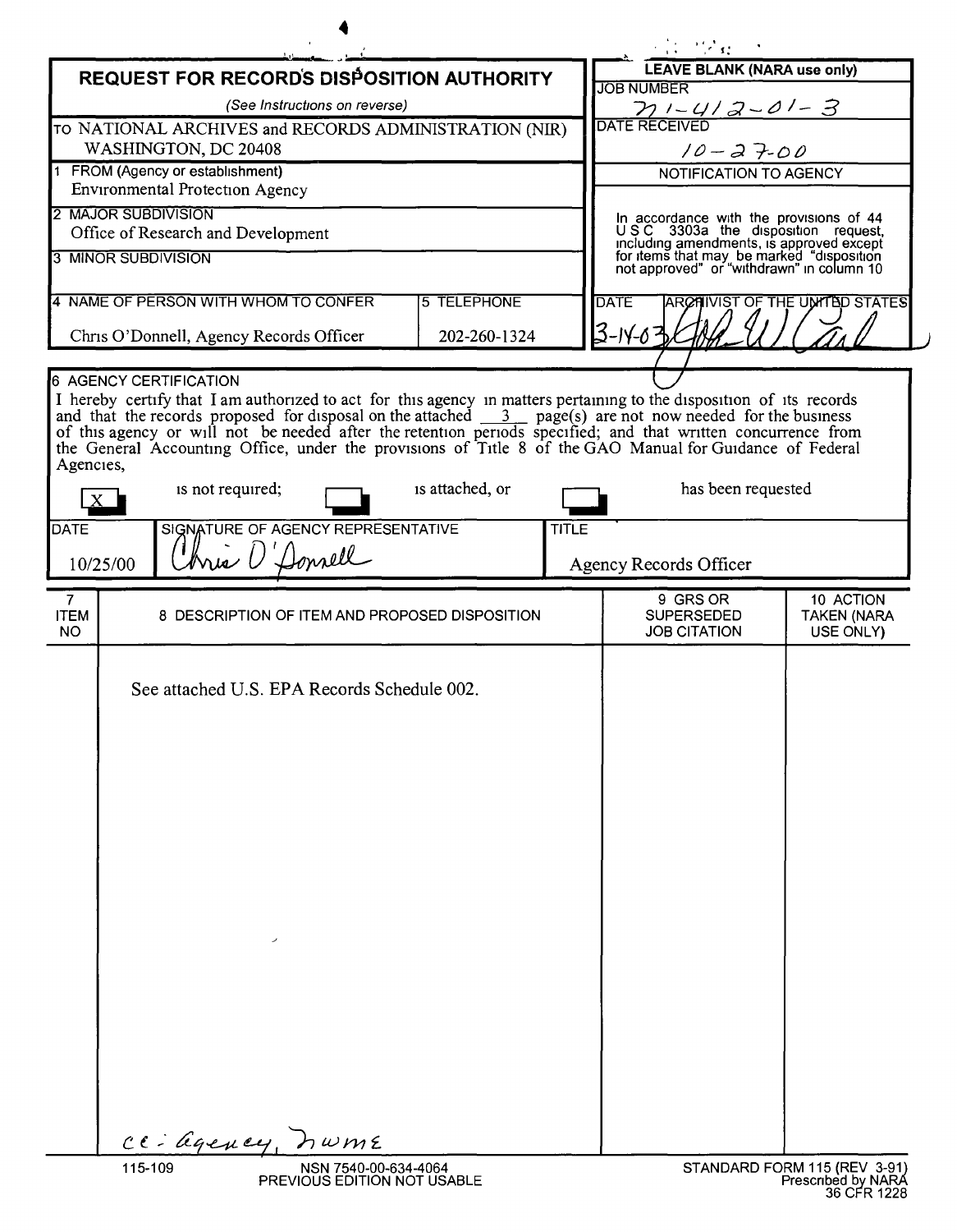# REQUEST FOR RECORDS DISPOSITION AUTHORITY

*(See Instructions on reverse)*

TO NATIONAL ARCHIVES and RECORDS ADMINISTRATION (NIR)
WASHINGTON, DC 20408

**LEAVE BLANK (NARA use only)**

JOB NUMBER: N1-412-01-3

DATE RECEIVED: 10-27-00

NOTIFICATION TO AGENCY

In accordance with the provisions of 44 U S C 3303a the disposition request, including amendments, is approved except for items that may be marked "disposition not approved" or "withdrawn" in column 10

DATE: 3-14-03

ARCHIVIST OF THE UNITED STATES: John W. Carlin

1 FROM (Agency or establishment)
Environmental Protection Agency

2 MAJOR SUBDIVISION
Office of Research and Development

3 MINOR SUBDIVISION

4 NAME OF PERSON WITH WHOM TO CONFER
Chris O'Donnell, Agency Records Officer

5 TELEPHONE
202-260-1324

6 AGENCY CERTIFICATION

I hereby certify that I am authorized to act for this agency in matters pertaining to the disposition of its records and that the records proposed for disposal on the attached 3 page(s) are not now needed for the business of this agency or will not be needed after the retention periods specified; and that written concurrence from the General Accounting Office, under the provisions of Title 8 of the GAO Manual for Guidance of Federal Agencies,

[X] is not required; [ ] is attached, or [ ] has been requested

| DATE | SIGNATURE OF AGENCY REPRESENTATIVE | TITLE |
|---|---|---|
| 10/25/00 | Chris O'Donnell | Agency Records Officer |

| 7 ITEM NO | 8 DESCRIPTION OF ITEM AND PROPOSED DISPOSITION | 9 GRS OR SUPERSEDED JOB CITATION | 10 ACTION TAKEN (NARA USE ONLY) |
|---|---|---|---|
| | See attached U.S. EPA Records Schedule 002. | | |

cc: Agency, NWME

115-109 NSN 7540-00-634-4064
PREVIOUS EDITION NOT USABLE

STANDARD FORM 115 (REV 3-91)
Prescribed by NARA
36 CFR 1228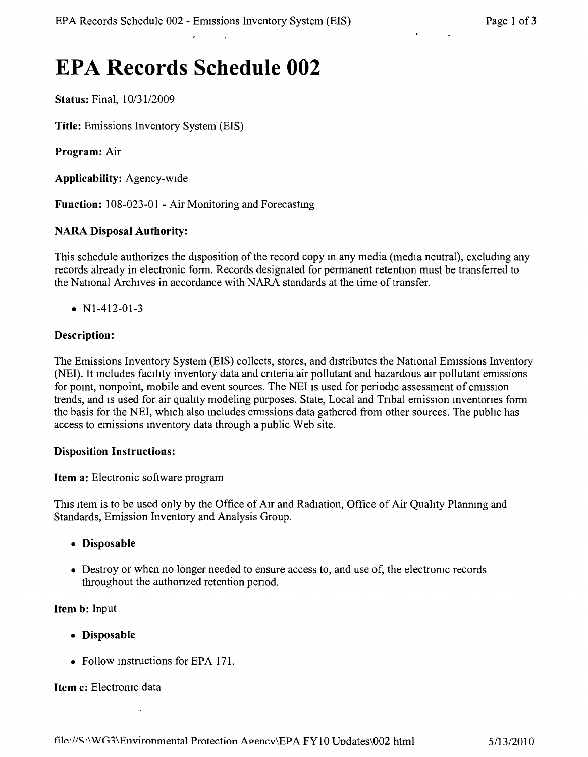# EPA Records Schedule 002

**Status:** Final, 10/31/2009

**Title:** Emissions Inventory System (EIS)

**Program:** Air

**Applicability:** Agency-wide

**Function:** 108-023-01 - Air Monitoring and Forecasting

**NARA Disposal Authority:**

This schedule authorizes the disposition of the record copy in any media (media neutral), excluding any records already in electronic form. Records designated for permanent retention must be transferred to the National Archives in accordance with NARA standards at the time of transfer.

- N1-412-01-3

**Description:**

The Emissions Inventory System (EIS) collects, stores, and distributes the National Emissions Inventory (NEI). It includes facility inventory data and criteria air pollutant and hazardous air pollutant emissions for point, nonpoint, mobile and event sources. The NEI is used for periodic assessment of emission trends, and is used for air quality modeling purposes. State, Local and Tribal emission inventories form the basis for the NEI, which also includes emissions data gathered from other sources. The public has access to emissions inventory data through a public Web site.

**Disposition Instructions:**

**Item a:** Electronic software program

This item is to be used only by the Office of Air and Radiation, Office of Air Quality Planning and Standards, Emission Inventory and Analysis Group.

- **Disposable**
- Destroy or when no longer needed to ensure access to, and use of, the electronic records throughout the authorized retention period.

**Item b:** Input

- **Disposable**
- Follow instructions for EPA 171.

**Item c:** Electronic data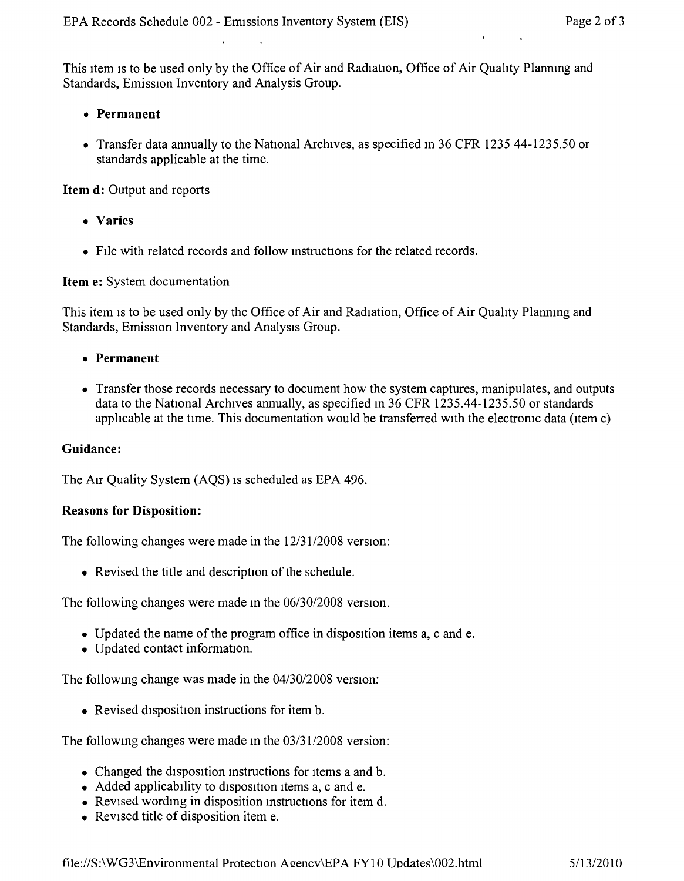This item is to be used only by the Office of Air and Radiation, Office of Air Quality Planning and Standards, Emission Inventory and Analysis Group.

- **Permanent**

- Transfer data annually to the National Archives, as specified in 36 CFR 1235 44-1235.50 or standards applicable at the time.

**Item d:** Output and reports

- **Varies**

- File with related records and follow instructions for the related records.

**Item e:** System documentation

This item is to be used only by the Office of Air and Radiation, Office of Air Quality Planning and Standards, Emission Inventory and Analysis Group.

- **Permanent**

- Transfer those records necessary to document how the system captures, manipulates, and outputs data to the National Archives annually, as specified in 36 CFR 1235.44-1235.50 or standards applicable at the time. This documentation would be transferred with the electronic data (item c)

**Guidance:**

The Air Quality System (AQS) is scheduled as EPA 496.

**Reasons for Disposition:**

The following changes were made in the 12/31/2008 version:

- Revised the title and description of the schedule.

The following changes were made in the 06/30/2008 version.

- Updated the name of the program office in disposition items a, c and e.
- Updated contact information.

The following change was made in the 04/30/2008 version:

- Revised disposition instructions for item b.

The following changes were made in the 03/31/2008 version:

- Changed the disposition instructions for items a and b.
- Added applicability to disposition items a, c and e.
- Revised wording in disposition instructions for item d.
- Revised title of disposition item e.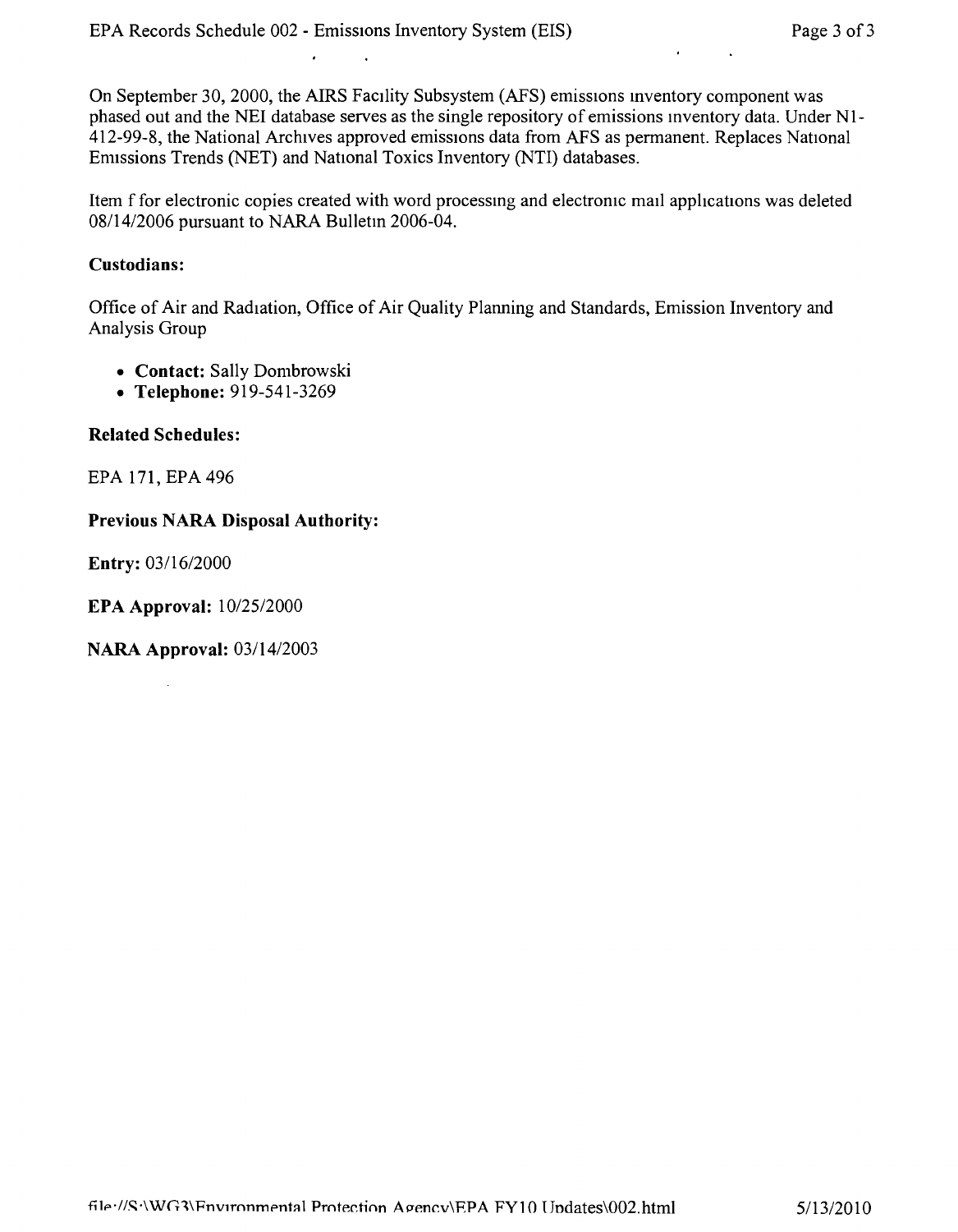On September 30, 2000, the AIRS Facility Subsystem (AFS) emissions inventory component was phased out and the NEI database serves as the single repository of emissions inventory data. Under N1-412-99-8, the National Archives approved emissions data from AFS as permanent. Replaces National Emissions Trends (NET) and National Toxics Inventory (NTI) databases.

Item f for electronic copies created with word processing and electronic mail applications was deleted 08/14/2006 pursuant to NARA Bulletin 2006-04.

**Custodians:**

Office of Air and Radiation, Office of Air Quality Planning and Standards, Emission Inventory and Analysis Group

- **Contact:** Sally Dombrowski
- **Telephone:** 919-541-3269

**Related Schedules:**

EPA 171, EPA 496

**Previous NARA Disposal Authority:**

**Entry:** 03/16/2000

**EPA Approval:** 10/25/2000

**NARA Approval:** 03/14/2003